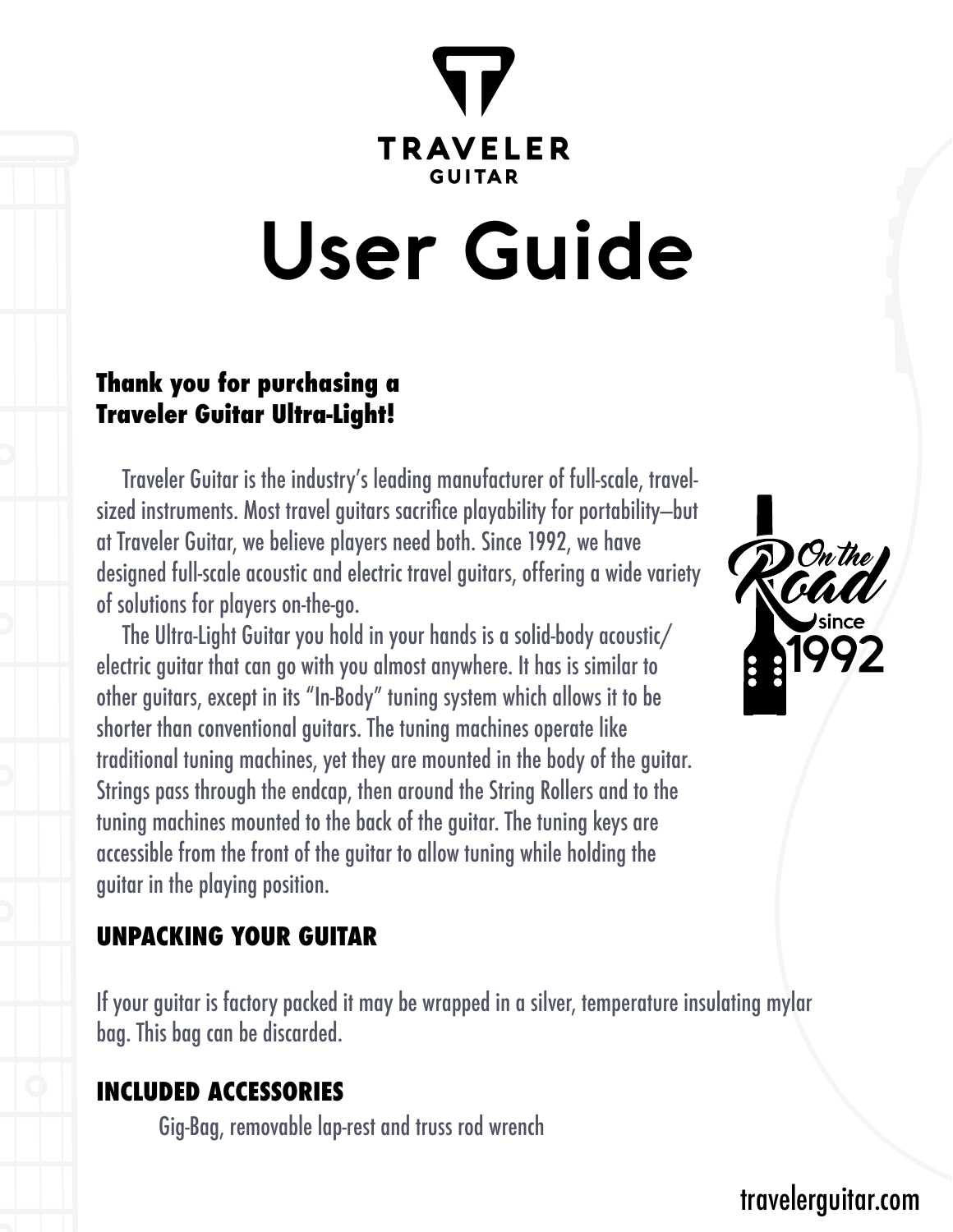TRAVELER GUITAR

# User Guide

### Thank you for purchasing a Traveler Guitar Ultra-Light!

Traveler Guitar is the industry's leading manufacturer of full-scale, travel-sized instruments. Most travel guitars sacrifice playability for portability—but at Traveler Guitar, we believe players need both. Since 1992, we have designed full-scale acoustic and electric travel guitars, offering a wide variety of solutions for players on-the-go.

The Ultra-Light Guitar you hold in your hands is a solid-body acoustic/electric guitar that can go with you almost anywhere. It has is similar to other guitars, except in its "In-Body" tuning system which allows it to be shorter than conventional guitars. The tuning machines operate like traditional tuning machines, yet they are mounted in the body of the guitar. Strings pass through the endcap, then around the String Rollers and to the tuning machines mounted to the back of the guitar. The tuning keys are accessible from the front of the guitar to allow tuning while holding the guitar in the playing position.

On the Road since 1992

## UNPACKING YOUR GUITAR

If your guitar is factory packed it may be wrapped in a silver, temperature insulating mylar bag. This bag can be discarded.

## INCLUDED ACCESSORIES

Gig-Bag, removable lap-rest and truss rod wrench

travelerguitar.com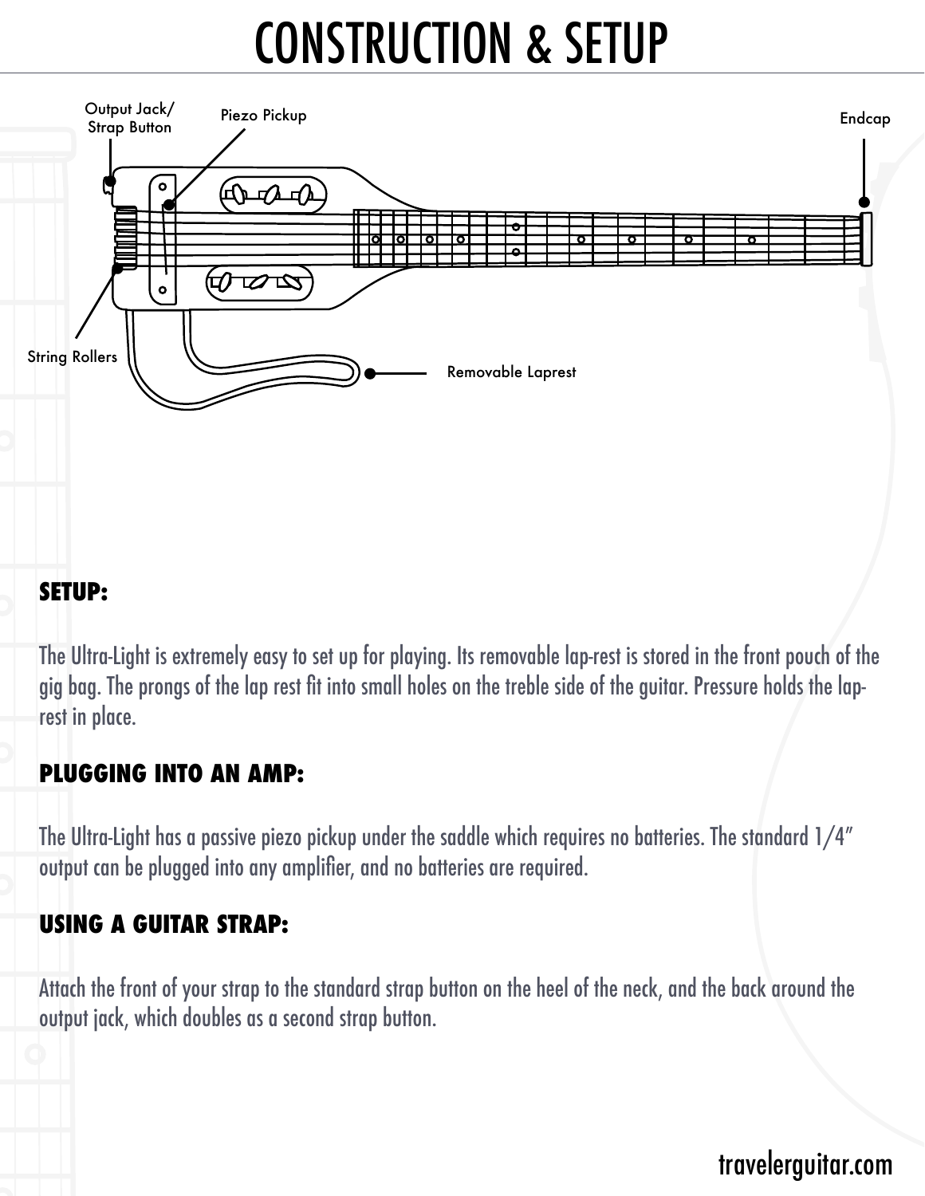# CONSTRUCTION & SETUP

Output Jack/ Strap Button

Piezo Pickup

Endcap

String Rollers

Removable Laprest

## SETUP:

The Ultra-Light is extremely easy to set up for playing. Its removable lap-rest is stored in the front pouch of the gig bag. The prongs of the lap rest fit into small holes on the treble side of the guitar. Pressure holds the lap-rest in place.

## PLUGGING INTO AN AMP:

The Ultra-Light has a passive piezo pickup under the saddle which requires no batteries. The standard 1/4" output can be plugged into any amplifier, and no batteries are required.

## USING A GUITAR STRAP:

Attach the front of your strap to the standard strap button on the heel of the neck, and the back around the output jack, which doubles as a second strap button.

travelerguitar.com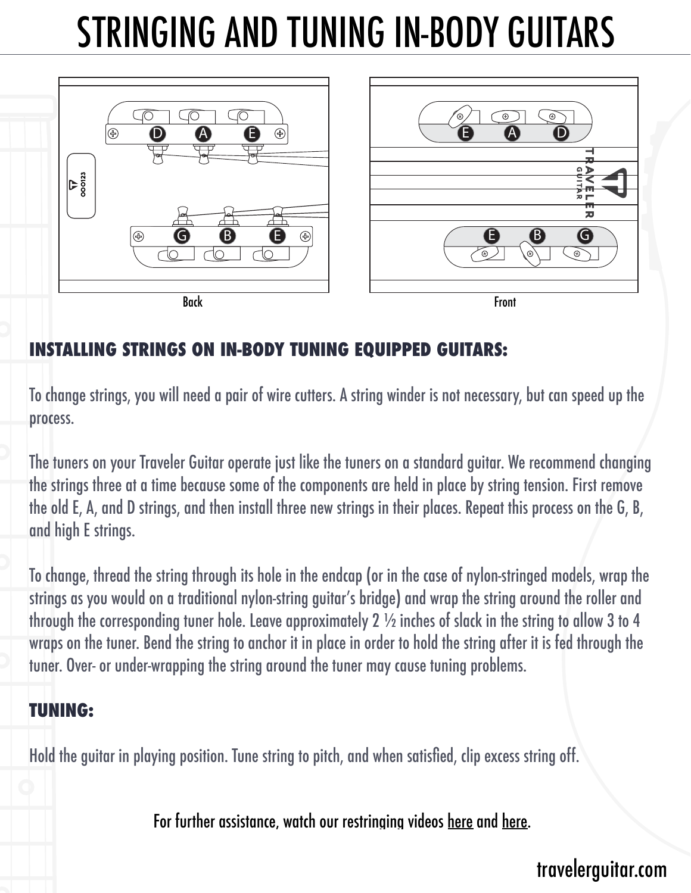# STRINGING AND TUNING IN-BODY GUITARS

Back

Front

## INSTALLING STRINGS ON IN-BODY TUNING EQUIPPED GUITARS:

To change strings, you will need a pair of wire cutters. A string winder is not necessary, but can speed up the process.

The tuners on your Traveler Guitar operate just like the tuners on a standard guitar. We recommend changing the strings three at a time because some of the components are held in place by string tension. First remove the old E, A, and D strings, and then install three new strings in their places. Repeat this process on the G, B, and high E strings.

To change, thread the string through its hole in the endcap (or in the case of nylon-stringed models, wrap the strings as you would on a traditional nylon-string guitar's bridge) and wrap the string around the roller and through the corresponding tuner hole. Leave approximately 2 ½ inches of slack in the string to allow 3 to 4 wraps on the tuner. Bend the string to anchor it in place in order to hold the string after it is fed through the tuner. Over- or under-wrapping the string around the tuner may cause tuning problems.

## TUNING:

Hold the guitar in playing position. Tune string to pitch, and when satisfied, clip excess string off.

For further assistance, watch our restringing videos here and here.

travelerguitar.com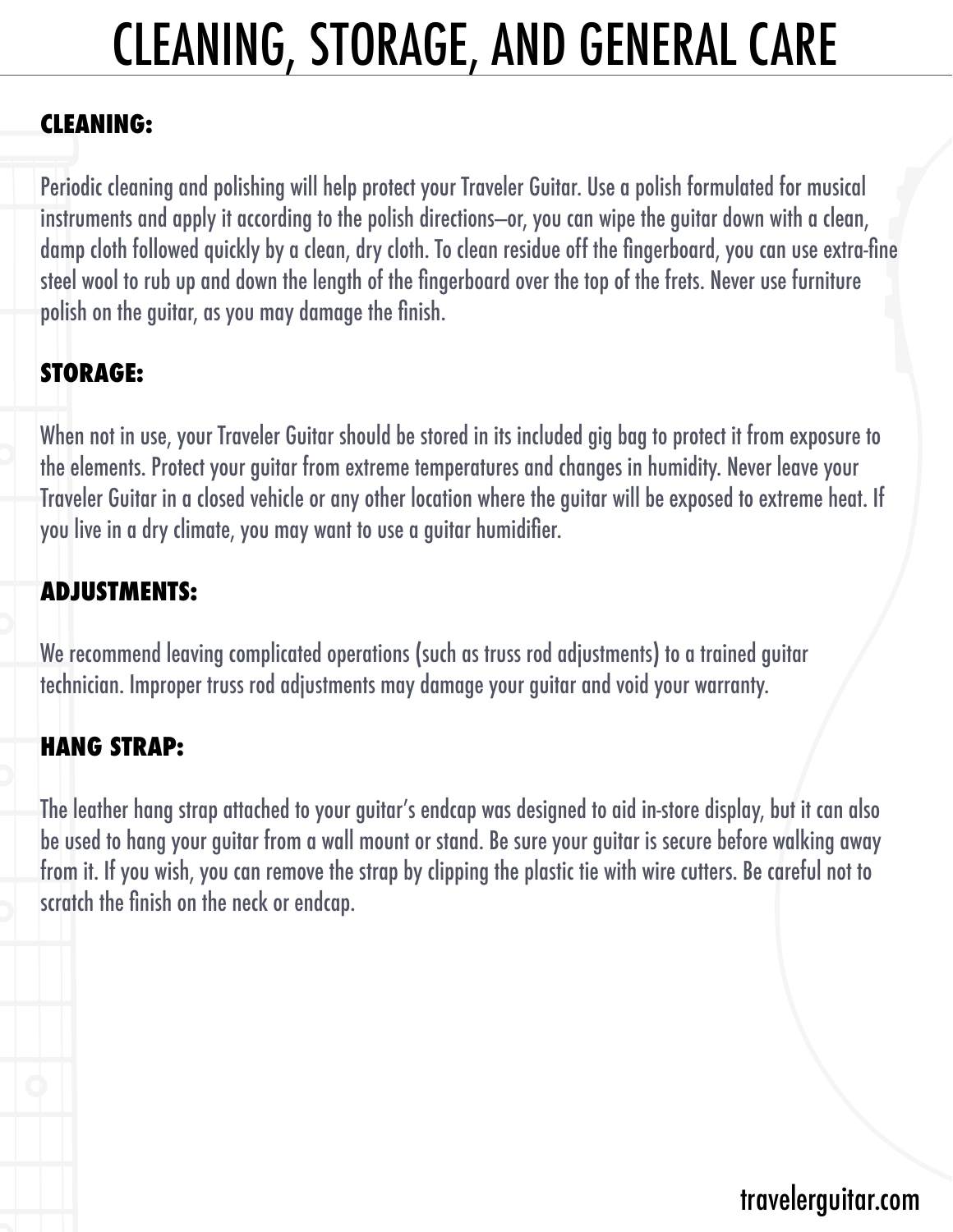# CLEANING, STORAGE, AND GENERAL CARE

## CLEANING:

Periodic cleaning and polishing will help protect your Traveler Guitar. Use a polish formulated for musical instruments and apply it according to the polish directions–or, you can wipe the guitar down with a clean, damp cloth followed quickly by a clean, dry cloth. To clean residue off the fingerboard, you can use extra-fine steel wool to rub up and down the length of the fingerboard over the top of the frets. Never use furniture polish on the guitar, as you may damage the finish.

## STORAGE:

When not in use, your Traveler Guitar should be stored in its included gig bag to protect it from exposure to the elements. Protect your guitar from extreme temperatures and changes in humidity. Never leave your Traveler Guitar in a closed vehicle or any other location where the guitar will be exposed to extreme heat. If you live in a dry climate, you may want to use a guitar humidifier.

## ADJUSTMENTS:

We recommend leaving complicated operations (such as truss rod adjustments) to a trained guitar technician. Improper truss rod adjustments may damage your guitar and void your warranty.

## HANG STRAP:

The leather hang strap attached to your guitar's endcap was designed to aid in-store display, but it can also be used to hang your guitar from a wall mount or stand. Be sure your guitar is secure before walking away from it. If you wish, you can remove the strap by clipping the plastic tie with wire cutters. Be careful not to scratch the finish on the neck or endcap.

travelerguitar.com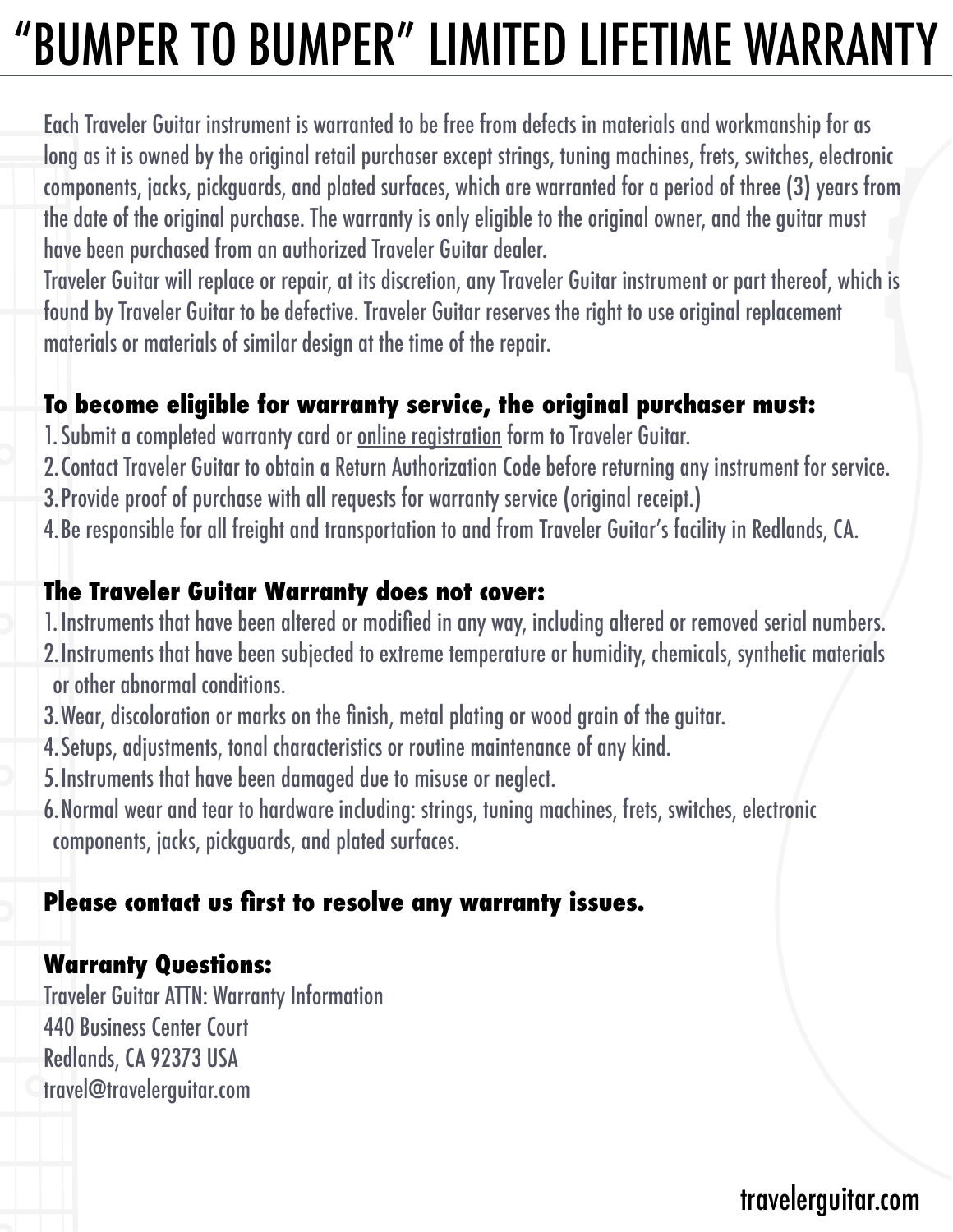# "BUMPER TO BUMPER" LIMITED LIFETIME WARRANTY

Each Traveler Guitar instrument is warranted to be free from defects in materials and workmanship for as long as it is owned by the original retail purchaser except strings, tuning machines, frets, switches, electronic components, jacks, pickguards, and plated surfaces, which are warranted for a period of three (3) years from the date of the original purchase. The warranty is only eligible to the original owner, and the guitar must have been purchased from an authorized Traveler Guitar dealer.

Traveler Guitar will replace or repair, at its discretion, any Traveler Guitar instrument or part thereof, which is found by Traveler Guitar to be defective. Traveler Guitar reserves the right to use original replacement materials or materials of similar design at the time of the repair.

**To become eligible for warranty service, the original purchaser must:**

1. Submit a completed warranty card or online registration form to Traveler Guitar.
2. Contact Traveler Guitar to obtain a Return Authorization Code before returning any instrument for service.
3. Provide proof of purchase with all requests for warranty service (original receipt.)
4. Be responsible for all freight and transportation to and from Traveler Guitar's facility in Redlands, CA.

**The Traveler Guitar Warranty does not cover:**

1. Instruments that have been altered or modified in any way, including altered or removed serial numbers.
2. Instruments that have been subjected to extreme temperature or humidity, chemicals, synthetic materials or other abnormal conditions.
3. Wear, discoloration or marks on the finish, metal plating or wood grain of the guitar.
4. Setups, adjustments, tonal characteristics or routine maintenance of any kind.
5. Instruments that have been damaged due to misuse or neglect.
6. Normal wear and tear to hardware including: strings, tuning machines, frets, switches, electronic components, jacks, pickguards, and plated surfaces.

**Please contact us first to resolve any warranty issues.**

**Warranty Questions:**

Traveler Guitar ATTN: Warranty Information
440 Business Center Court
Redlands, CA 92373 USA
travel@travelerguitar.com

travelerguitar.com